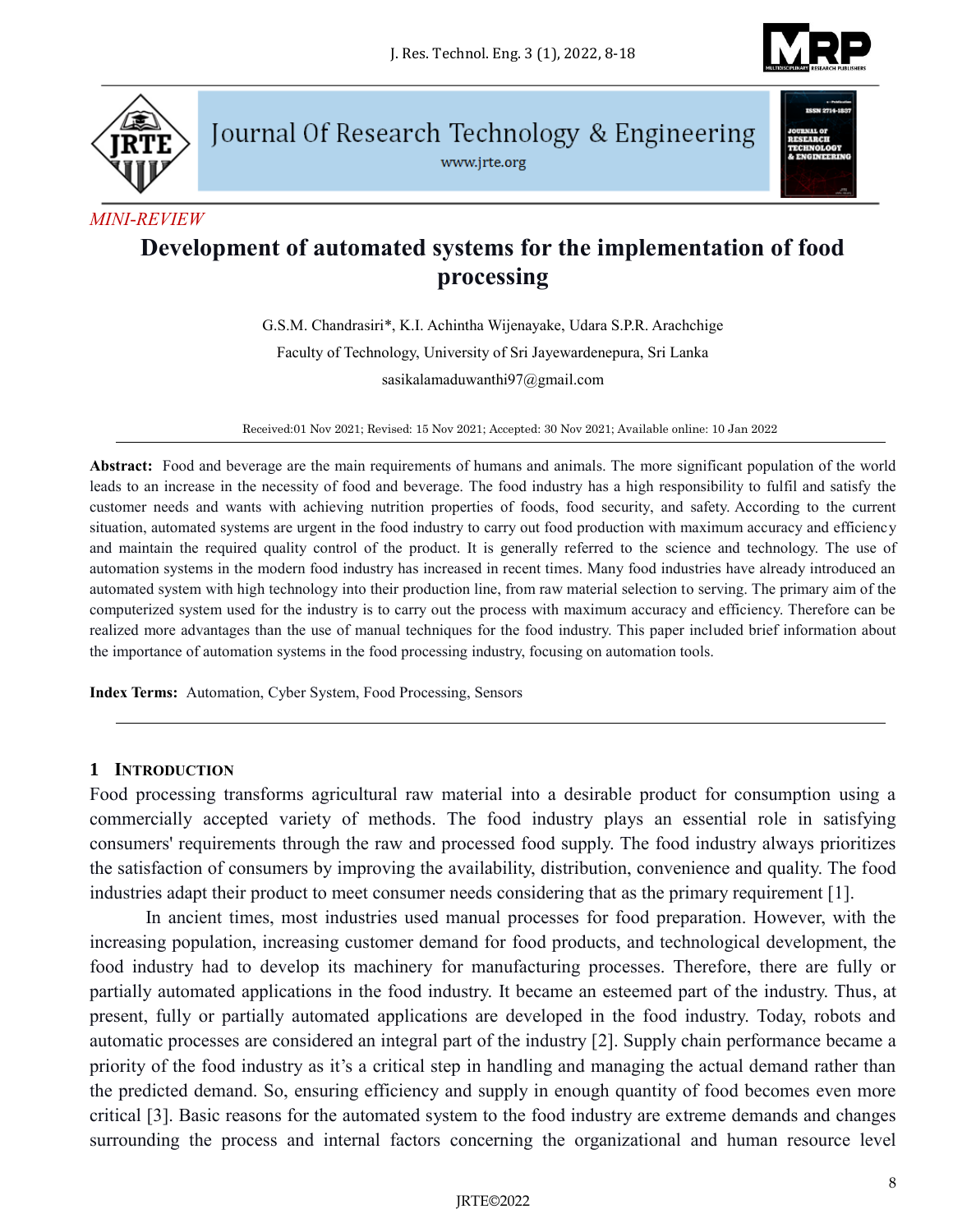*MINI-REVIEW*

# Development of automated systems for the implementation of food processing

G.S.M. Chandrasiri*, K.I. Achintha Wijenayake, Udara S.P.R. Arachchige

Faculty of Technology, University of Sri Jayewardenepura, Sri Lanka

sasikalamaduwanthi97@gmail.com

Received:01 Nov 2021; Revised: 15 Nov 2021; Accepted: 30 Nov 2021; Available online: 10 Jan 2022

**Abstract:** Food and beverage are the main requirements of humans and animals. The more significant population of the world leads to an increase in the necessity of food and beverage. The food industry has a high responsibility to fulfil and satisfy the customer needs and wants with achieving nutrition properties of foods, food security, and safety. According to the current situation, automated systems are urgent in the food industry to carry out food production with maximum accuracy and efficiency and maintain the required quality control of the product. It is generally referred to the science and technology. The use of automation systems in the modern food industry has increased in recent times. Many food industries have already introduced an automated system with high technology into their production line, from raw material selection to serving. The primary aim of the computerized system used for the industry is to carry out the process with maximum accuracy and efficiency. Therefore can be realized more advantages than the use of manual techniques for the food industry. This paper included brief information about the importance of automation systems in the food processing industry, focusing on automation tools.

**Index Terms:** Automation, Cyber System, Food Processing, Sensors

## 1 Introduction

Food processing transforms agricultural raw material into a desirable product for consumption using a commercially accepted variety of methods. The food industry plays an essential role in satisfying consumers' requirements through the raw and processed food supply. The food industry always prioritizes the satisfaction of consumers by improving the availability, distribution, convenience and quality. The food industries adapt their product to meet consumer needs considering that as the primary requirement [1].

In ancient times, most industries used manual processes for food preparation. However, with the increasing population, increasing customer demand for food products, and technological development, the food industry had to develop its machinery for manufacturing processes. Therefore, there are fully or partially automated applications in the food industry. It became an esteemed part of the industry. Thus, at present, fully or partially automated applications are developed in the food industry. Today, robots and automatic processes are considered an integral part of the industry [2]. Supply chain performance became a priority of the food industry as it's a critical step in handling and managing the actual demand rather than the predicted demand. So, ensuring efficiency and supply in enough quantity of food becomes even more critical [3]. Basic reasons for the automated system to the food industry are extreme demands and changes surrounding the process and internal factors concerning the organizational and human resource level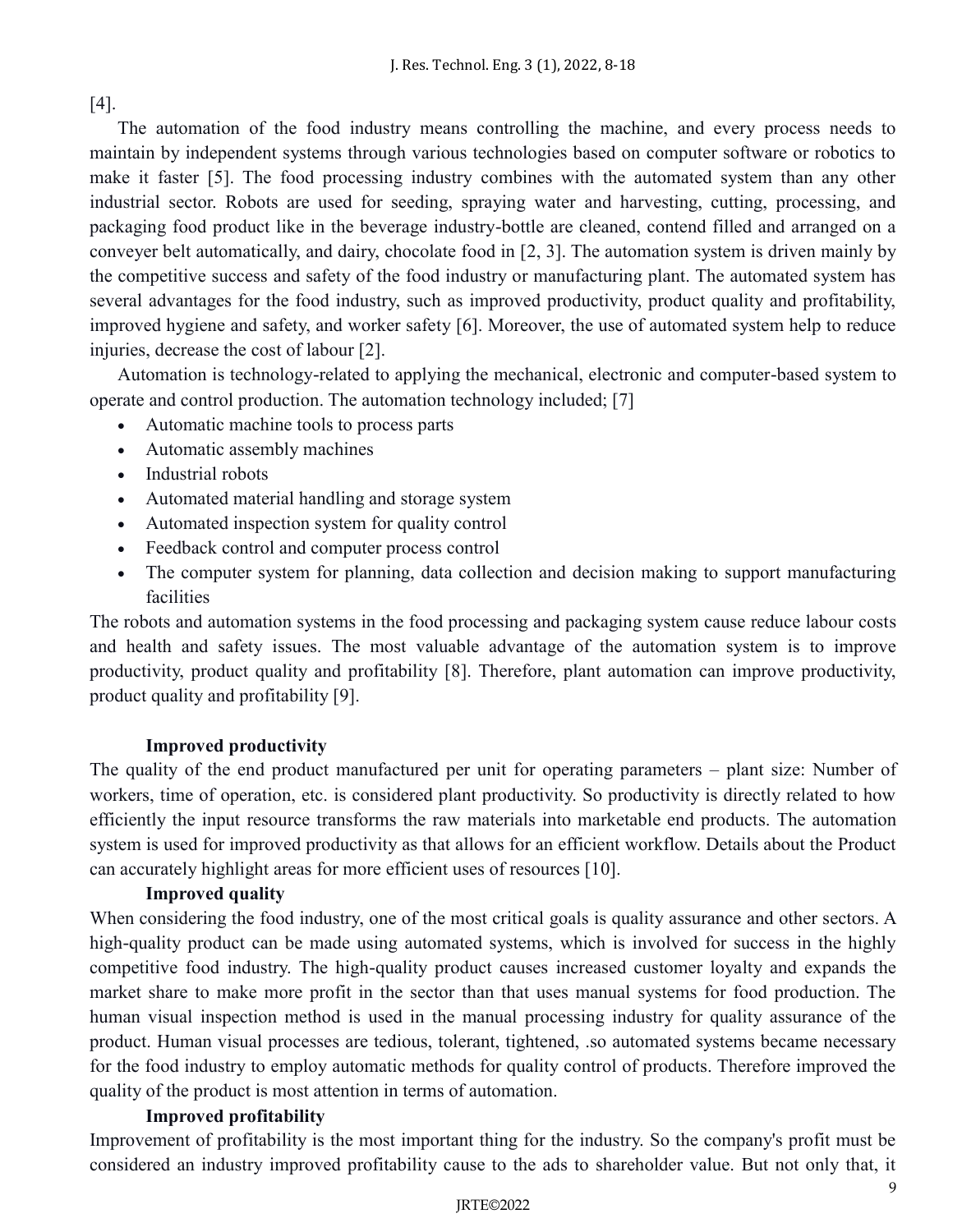[4].

The automation of the food industry means controlling the machine, and every process needs to maintain by independent systems through various technologies based on computer software or robotics to make it faster [5]. The food processing industry combines with the automated system than any other industrial sector. Robots are used for seeding, spraying water and harvesting, cutting, processing, and packaging food product like in the beverage industry-bottle are cleaned, contend filled and arranged on a conveyer belt automatically, and dairy, chocolate food in [2, 3]. The automation system is driven mainly by the competitive success and safety of the food industry or manufacturing plant. The automated system has several advantages for the food industry, such as improved productivity, product quality and profitability, improved hygiene and safety, and worker safety [6]. Moreover, the use of automated system help to reduce injuries, decrease the cost of labour [2].

Automation is technology-related to applying the mechanical, electronic and computer-based system to operate and control production. The automation technology included; [7]

- Automatic machine tools to process parts
- Automatic assembly machines
- Industrial robots
- Automated material handling and storage system
- Automated inspection system for quality control
- Feedback control and computer process control
- The computer system for planning, data collection and decision making to support manufacturing facilities

The robots and automation systems in the food processing and packaging system cause reduce labour costs and health and safety issues. The most valuable advantage of the automation system is to improve productivity, product quality and profitability [8]. Therefore, plant automation can improve productivity, product quality and profitability [9].

**Improved productivity**

The quality of the end product manufactured per unit for operating parameters – plant size: Number of workers, time of operation, etc. is considered plant productivity. So productivity is directly related to how efficiently the input resource transforms the raw materials into marketable end products. The automation system is used for improved productivity as that allows for an efficient workflow. Details about the Product can accurately highlight areas for more efficient uses of resources [10].

**Improved quality**

When considering the food industry, one of the most critical goals is quality assurance and other sectors. A high-quality product can be made using automated systems, which is involved for success in the highly competitive food industry. The high-quality product causes increased customer loyalty and expands the market share to make more profit in the sector than that uses manual systems for food production. The human visual inspection method is used in the manual processing industry for quality assurance of the product. Human visual processes are tedious, tolerant, tightened, .so automated systems became necessary for the food industry to employ automatic methods for quality control of products. Therefore improved the quality of the product is most attention in terms of automation.

**Improved profitability**

Improvement of profitability is the most important thing for the industry. So the company's profit must be considered an industry improved profitability cause to the ads to shareholder value. But not only that, it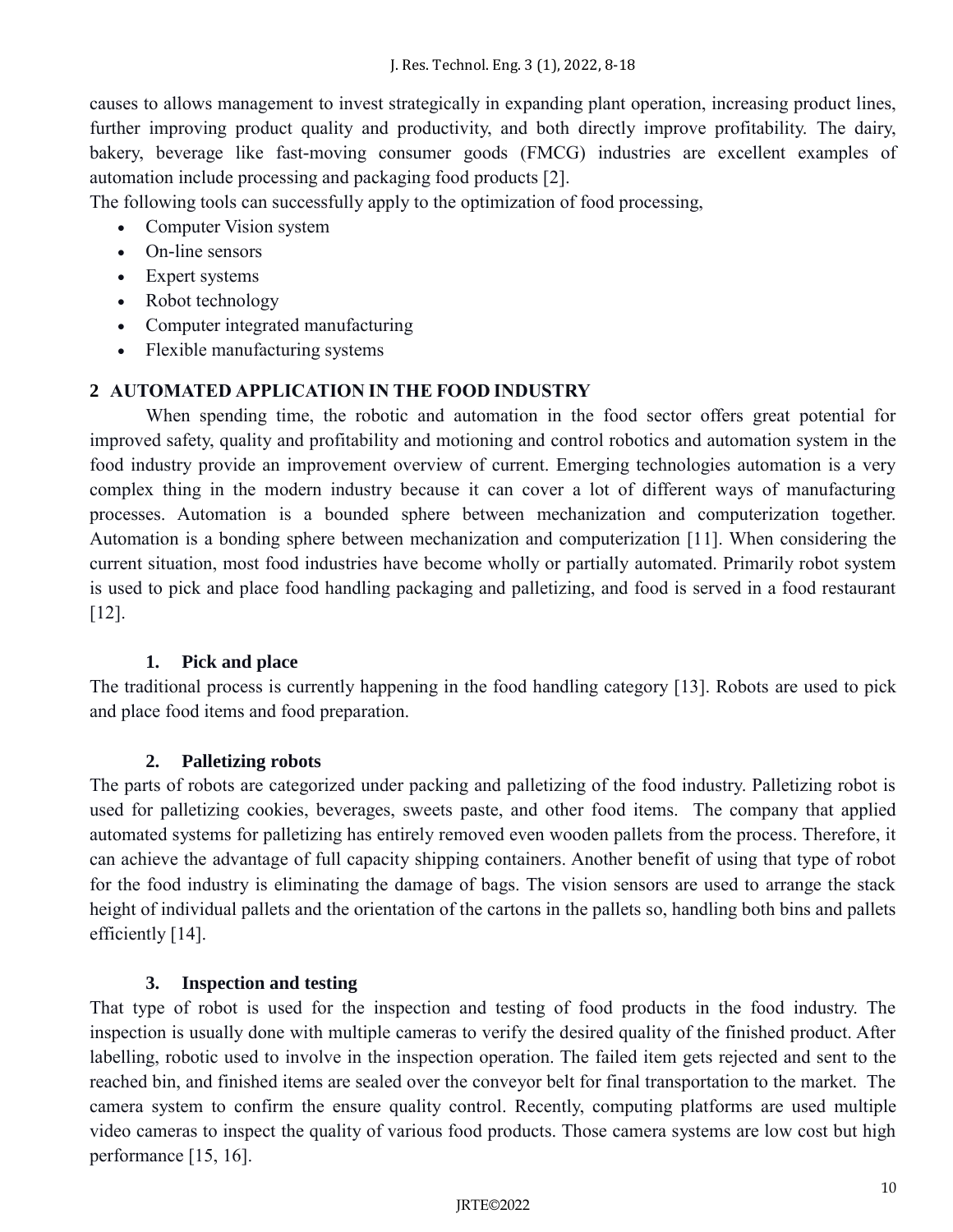causes to allows management to invest strategically in expanding plant operation, increasing product lines, further improving product quality and productivity, and both directly improve profitability. The dairy, bakery, beverage like fast-moving consumer goods (FMCG) industries are excellent examples of automation include processing and packaging food products [2].

The following tools can successfully apply to the optimization of food processing,

- Computer Vision system
- On-line sensors
- Expert systems
- Robot technology
- Computer integrated manufacturing
- Flexible manufacturing systems

## 2 AUTOMATED APPLICATION IN THE FOOD INDUSTRY

When spending time, the robotic and automation in the food sector offers great potential for improved safety, quality and profitability and motioning and control robotics and automation system in the food industry provide an improvement overview of current. Emerging technologies automation is a very complex thing in the modern industry because it can cover a lot of different ways of manufacturing processes. Automation is a bounded sphere between mechanization and computerization together. Automation is a bonding sphere between mechanization and computerization [11]. When considering the current situation, most food industries have become wholly or partially automated. Primarily robot system is used to pick and place food handling packaging and palletizing, and food is served in a food restaurant [12].

### 1. Pick and place

The traditional process is currently happening in the food handling category [13]. Robots are used to pick and place food items and food preparation.

### 2. Palletizing robots

The parts of robots are categorized under packing and palletizing of the food industry. Palletizing robot is used for palletizing cookies, beverages, sweets paste, and other food items. The company that applied automated systems for palletizing has entirely removed even wooden pallets from the process. Therefore, it can achieve the advantage of full capacity shipping containers. Another benefit of using that type of robot for the food industry is eliminating the damage of bags. The vision sensors are used to arrange the stack height of individual pallets and the orientation of the cartons in the pallets so, handling both bins and pallets efficiently [14].

### 3. Inspection and testing

That type of robot is used for the inspection and testing of food products in the food industry. The inspection is usually done with multiple cameras to verify the desired quality of the finished product. After labelling, robotic used to involve in the inspection operation. The failed item gets rejected and sent to the reached bin, and finished items are sealed over the conveyor belt for final transportation to the market. The camera system to confirm the ensure quality control. Recently, computing platforms are used multiple video cameras to inspect the quality of various food products. Those camera systems are low cost but high performance [15, 16].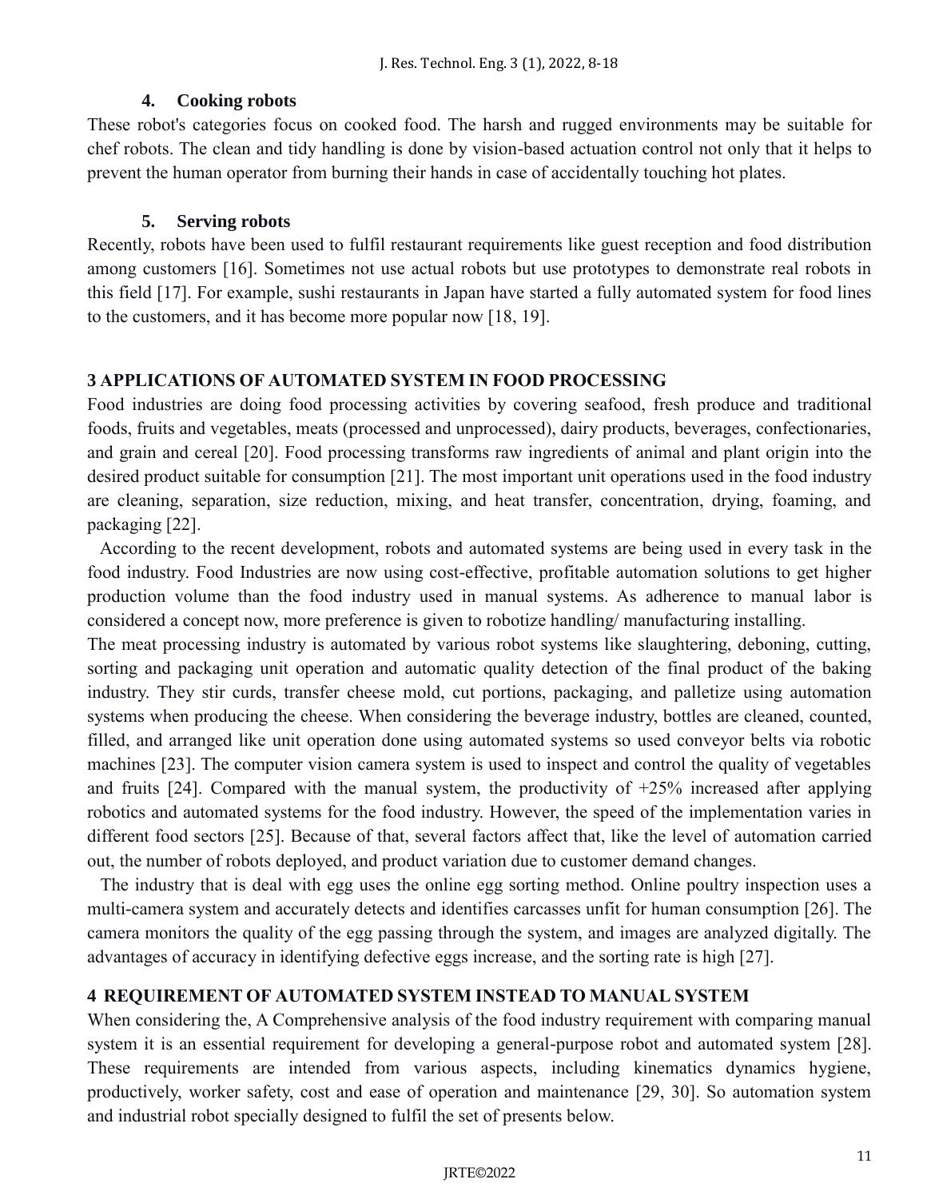### 4. Cooking robots

These robot's categories focus on cooked food. The harsh and rugged environments may be suitable for chef robots. The clean and tidy handling is done by vision-based actuation control not only that it helps to prevent the human operator from burning their hands in case of accidentally touching hot plates.

### 5. Serving robots

Recently, robots have been used to fulfil restaurant requirements like guest reception and food distribution among customers [16]. Sometimes not use actual robots but use prototypes to demonstrate real robots in this field [17]. For example, sushi restaurants in Japan have started a fully automated system for food lines to the customers, and it has become more popular now [18, 19].

## 3 APPLICATIONS OF AUTOMATED SYSTEM IN FOOD PROCESSING

Food industries are doing food processing activities by covering seafood, fresh produce and traditional foods, fruits and vegetables, meats (processed and unprocessed), dairy products, beverages, confectionaries, and grain and cereal [20]. Food processing transforms raw ingredients of animal and plant origin into the desired product suitable for consumption [21]. The most important unit operations used in the food industry are cleaning, separation, size reduction, mixing, and heat transfer, concentration, drying, foaming, and packaging [22].

According to the recent development, robots and automated systems are being used in every task in the food industry. Food Industries are now using cost-effective, profitable automation solutions to get higher production volume than the food industry used in manual systems. As adherence to manual labor is considered a concept now, more preference is given to robotize handling/ manufacturing installing.

The meat processing industry is automated by various robot systems like slaughtering, deboning, cutting, sorting and packaging unit operation and automatic quality detection of the final product of the baking industry. They stir curds, transfer cheese mold, cut portions, packaging, and palletize using automation systems when producing the cheese. When considering the beverage industry, bottles are cleaned, counted, filled, and arranged like unit operation done using automated systems so used conveyor belts via robotic machines [23]. The computer vision camera system is used to inspect and control the quality of vegetables and fruits [24]. Compared with the manual system, the productivity of +25% increased after applying robotics and automated systems for the food industry. However, the speed of the implementation varies in different food sectors [25]. Because of that, several factors affect that, like the level of automation carried out, the number of robots deployed, and product variation due to customer demand changes.

The industry that is deal with egg uses the online egg sorting method. Online poultry inspection uses a multi-camera system and accurately detects and identifies carcasses unfit for human consumption [26]. The camera monitors the quality of the egg passing through the system, and images are analyzed digitally. The advantages of accuracy in identifying defective eggs increase, and the sorting rate is high [27].

## 4 REQUIREMENT OF AUTOMATED SYSTEM INSTEAD TO MANUAL SYSTEM

When considering the, A Comprehensive analysis of the food industry requirement with comparing manual system it is an essential requirement for developing a general-purpose robot and automated system [28]. These requirements are intended from various aspects, including kinematics dynamics hygiene, productively, worker safety, cost and ease of operation and maintenance [29, 30]. So automation system and industrial robot specially designed to fulfil the set of presents below.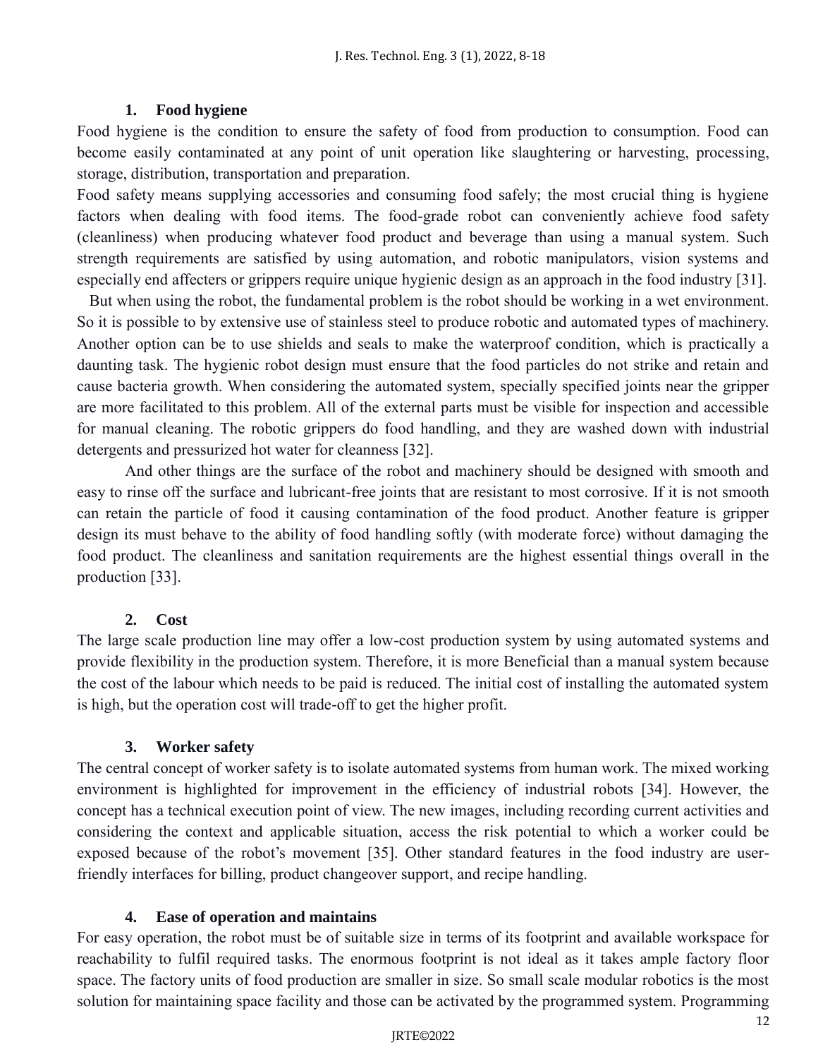### 1. Food hygiene

Food hygiene is the condition to ensure the safety of food from production to consumption. Food can become easily contaminated at any point of unit operation like slaughtering or harvesting, processing, storage, distribution, transportation and preparation.

Food safety means supplying accessories and consuming food safely; the most crucial thing is hygiene factors when dealing with food items. The food-grade robot can conveniently achieve food safety (cleanliness) when producing whatever food product and beverage than using a manual system. Such strength requirements are satisfied by using automation, and robotic manipulators, vision systems and especially end affecters or grippers require unique hygienic design as an approach in the food industry [31].

But when using the robot, the fundamental problem is the robot should be working in a wet environment. So it is possible to by extensive use of stainless steel to produce robotic and automated types of machinery. Another option can be to use shields and seals to make the waterproof condition, which is practically a daunting task. The hygienic robot design must ensure that the food particles do not strike and retain and cause bacteria growth. When considering the automated system, specially specified joints near the gripper are more facilitated to this problem. All of the external parts must be visible for inspection and accessible for manual cleaning. The robotic grippers do food handling, and they are washed down with industrial detergents and pressurized hot water for cleanness [32].

And other things are the surface of the robot and machinery should be designed with smooth and easy to rinse off the surface and lubricant-free joints that are resistant to most corrosive. If it is not smooth can retain the particle of food it causing contamination of the food product. Another feature is gripper design its must behave to the ability of food handling softly (with moderate force) without damaging the food product. The cleanliness and sanitation requirements are the highest essential things overall in the production [33].

### 2. Cost

The large scale production line may offer a low-cost production system by using automated systems and provide flexibility in the production system. Therefore, it is more Beneficial than a manual system because the cost of the labour which needs to be paid is reduced. The initial cost of installing the automated system is high, but the operation cost will trade-off to get the higher profit.

### 3. Worker safety

The central concept of worker safety is to isolate automated systems from human work. The mixed working environment is highlighted for improvement in the efficiency of industrial robots [34]. However, the concept has a technical execution point of view. The new images, including recording current activities and considering the context and applicable situation, access the risk potential to which a worker could be exposed because of the robot's movement [35]. Other standard features in the food industry are user-friendly interfaces for billing, product changeover support, and recipe handling.

### 4. Ease of operation and maintains

For easy operation, the robot must be of suitable size in terms of its footprint and available workspace for reachability to fulfil required tasks. The enormous footprint is not ideal as it takes ample factory floor space. The factory units of food production are smaller in size. So small scale modular robotics is the most solution for maintaining space facility and those can be activated by the programmed system. Programming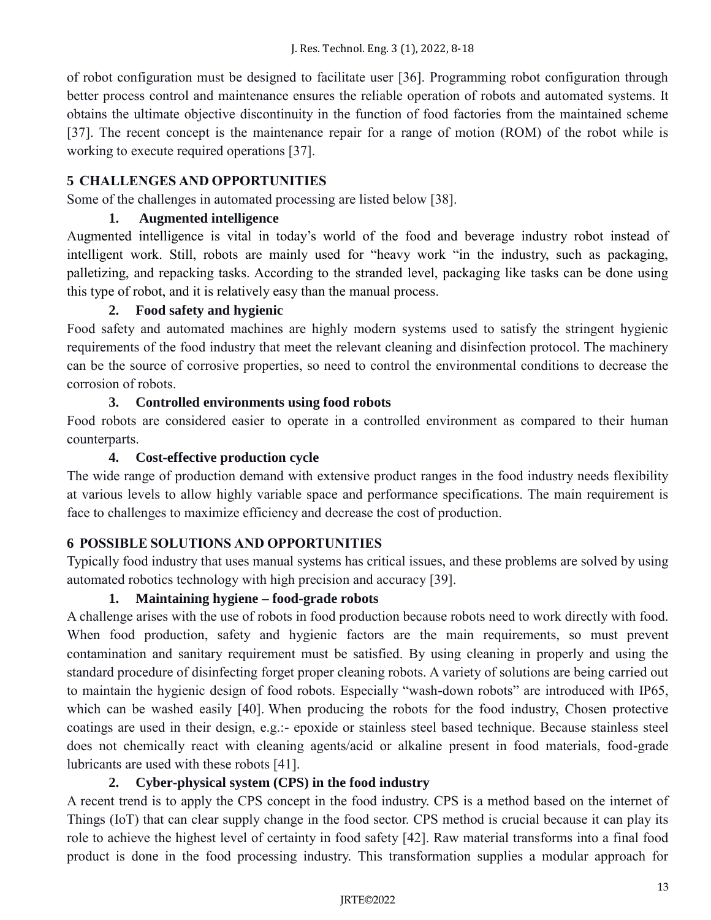of robot configuration must be designed to facilitate user [36]. Programming robot configuration through better process control and maintenance ensures the reliable operation of robots and automated systems. It obtains the ultimate objective discontinuity in the function of food factories from the maintained scheme [37]. The recent concept is the maintenance repair for a range of motion (ROM) of the robot while is working to execute required operations [37].

## 5 CHALLENGES AND OPPORTUNITIES

Some of the challenges in automated processing are listed below [38].

### 1. Augmented intelligence

Augmented intelligence is vital in today's world of the food and beverage industry robot instead of intelligent work. Still, robots are mainly used for "heavy work "in the industry, such as packaging, palletizing, and repacking tasks. According to the stranded level, packaging like tasks can be done using this type of robot, and it is relatively easy than the manual process.

### 2. Food safety and hygienic

Food safety and automated machines are highly modern systems used to satisfy the stringent hygienic requirements of the food industry that meet the relevant cleaning and disinfection protocol. The machinery can be the source of corrosive properties, so need to control the environmental conditions to decrease the corrosion of robots.

### 3. Controlled environments using food robots

Food robots are considered easier to operate in a controlled environment as compared to their human counterparts.

### 4. Cost-effective production cycle

The wide range of production demand with extensive product ranges in the food industry needs flexibility at various levels to allow highly variable space and performance specifications. The main requirement is face to challenges to maximize efficiency and decrease the cost of production.

## 6 POSSIBLE SOLUTIONS AND OPPORTUNITIES

Typically food industry that uses manual systems has critical issues, and these problems are solved by using automated robotics technology with high precision and accuracy [39].

### 1. Maintaining hygiene – food-grade robots

A challenge arises with the use of robots in food production because robots need to work directly with food. When food production, safety and hygienic factors are the main requirements, so must prevent contamination and sanitary requirement must be satisfied. By using cleaning in properly and using the standard procedure of disinfecting forget proper cleaning robots. A variety of solutions are being carried out to maintain the hygienic design of food robots. Especially "wash-down robots" are introduced with IP65, which can be washed easily [40]. When producing the robots for the food industry, Chosen protective coatings are used in their design, e.g.:- epoxide or stainless steel based technique. Because stainless steel does not chemically react with cleaning agents/acid or alkaline present in food materials, food-grade lubricants are used with these robots [41].

### 2. Cyber-physical system (CPS) in the food industry

A recent trend is to apply the CPS concept in the food industry. CPS is a method based on the internet of Things (IoT) that can clear supply change in the food sector. CPS method is crucial because it can play its role to achieve the highest level of certainty in food safety [42]. Raw material transforms into a final food product is done in the food processing industry. This transformation supplies a modular approach for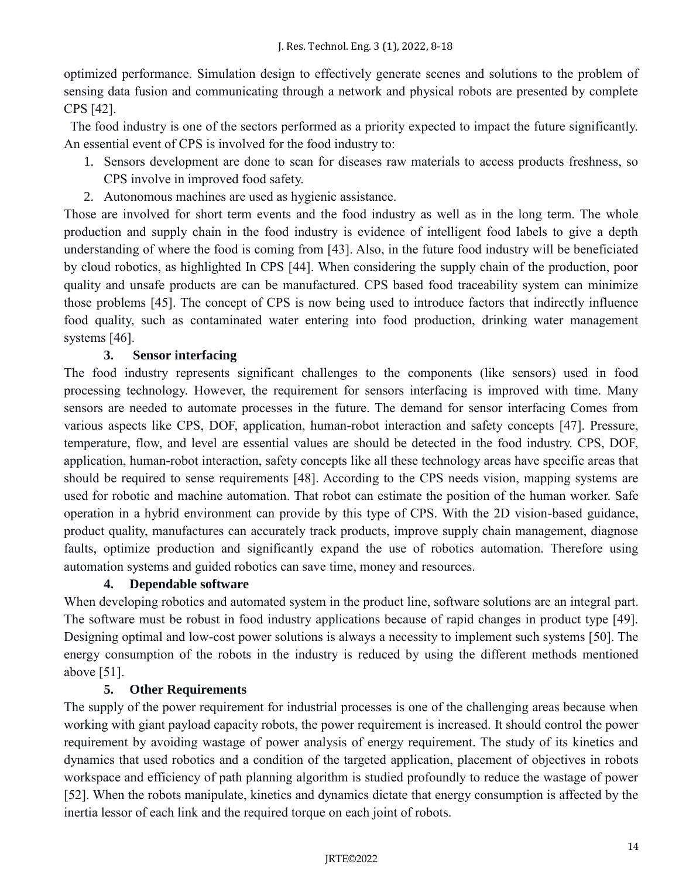optimized performance. Simulation design to effectively generate scenes and solutions to the problem of sensing data fusion and communicating through a network and physical robots are presented by complete CPS [42].

The food industry is one of the sectors performed as a priority expected to impact the future significantly. An essential event of CPS is involved for the food industry to:

1. Sensors development are done to scan for diseases raw materials to access products freshness, so CPS involve in improved food safety.
2. Autonomous machines are used as hygienic assistance.

Those are involved for short term events and the food industry as well as in the long term. The whole production and supply chain in the food industry is evidence of intelligent food labels to give a depth understanding of where the food is coming from [43]. Also, in the future food industry will be beneficiated by cloud robotics, as highlighted In CPS [44]. When considering the supply chain of the production, poor quality and unsafe products are can be manufactured. CPS based food traceability system can minimize those problems [45]. The concept of CPS is now being used to introduce factors that indirectly influence food quality, such as contaminated water entering into food production, drinking water management systems [46].

### 3. Sensor interfacing

The food industry represents significant challenges to the components (like sensors) used in food processing technology. However, the requirement for sensors interfacing is improved with time. Many sensors are needed to automate processes in the future. The demand for sensor interfacing Comes from various aspects like CPS, DOF, application, human-robot interaction and safety concepts [47]. Pressure, temperature, flow, and level are essential values are should be detected in the food industry. CPS, DOF, application, human-robot interaction, safety concepts like all these technology areas have specific areas that should be required to sense requirements [48]. According to the CPS needs vision, mapping systems are used for robotic and machine automation. That robot can estimate the position of the human worker. Safe operation in a hybrid environment can provide by this type of CPS. With the 2D vision-based guidance, product quality, manufactures can accurately track products, improve supply chain management, diagnose faults, optimize production and significantly expand the use of robotics automation. Therefore using automation systems and guided robotics can save time, money and resources.

### 4. Dependable software

When developing robotics and automated system in the product line, software solutions are an integral part. The software must be robust in food industry applications because of rapid changes in product type [49]. Designing optimal and low-cost power solutions is always a necessity to implement such systems [50]. The energy consumption of the robots in the industry is reduced by using the different methods mentioned above [51].

### 5. Other Requirements

The supply of the power requirement for industrial processes is one of the challenging areas because when working with giant payload capacity robots, the power requirement is increased. It should control the power requirement by avoiding wastage of power analysis of energy requirement. The study of its kinetics and dynamics that used robotics and a condition of the targeted application, placement of objectives in robots workspace and efficiency of path planning algorithm is studied profoundly to reduce the wastage of power [52]. When the robots manipulate, kinetics and dynamics dictate that energy consumption is affected by the inertia lessor of each link and the required torque on each joint of robots.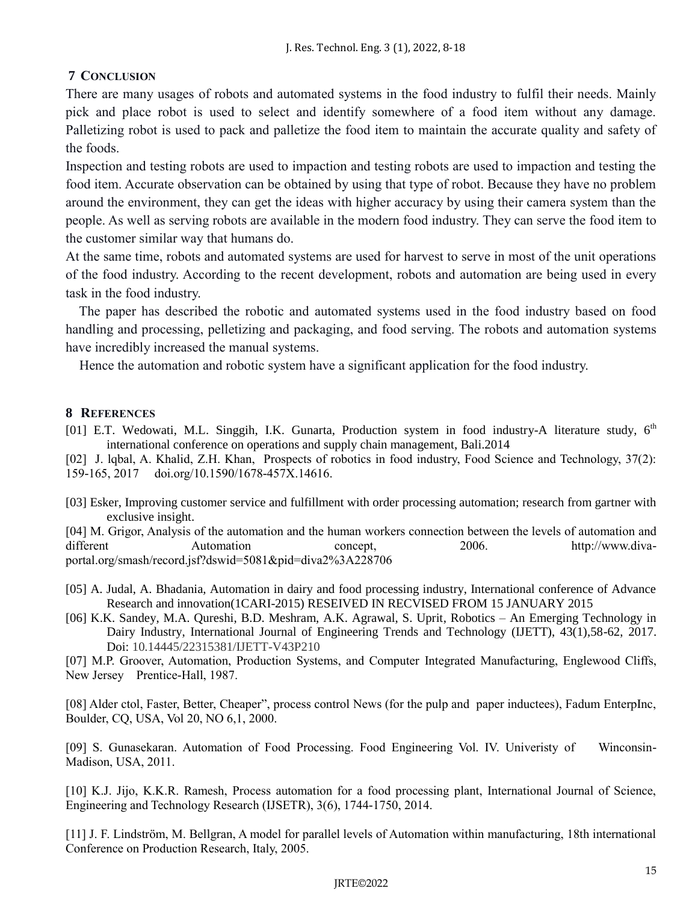## 7 CONCLUSION

There are many usages of robots and automated systems in the food industry to fulfil their needs. Mainly pick and place robot is used to select and identify somewhere of a food item without any damage. Palletizing robot is used to pack and palletize the food item to maintain the accurate quality and safety of the foods.

Inspection and testing robots are used to impaction and testing robots are used to impaction and testing the food item. Accurate observation can be obtained by using that type of robot. Because they have no problem around the environment, they can get the ideas with higher accuracy by using their camera system than the people. As well as serving robots are available in the modern food industry. They can serve the food item to the customer similar way that humans do.

At the same time, robots and automated systems are used for harvest to serve in most of the unit operations of the food industry. According to the recent development, robots and automation are being used in every task in the food industry.

The paper has described the robotic and automated systems used in the food industry based on food handling and processing, pelletizing and packaging, and food serving. The robots and automation systems have incredibly increased the manual systems.

Hence the automation and robotic system have a significant application for the food industry.

## 8 REFERENCES

[01] E.T. Wedowati, M.L. Singgih, I.K. Gunarta, Production system in food industry-A literature study, 6th international conference on operations and supply chain management, Bali.2014

[02] J. lqbal, A. Khalid, Z.H. Khan, Prospects of robotics in food industry, Food Science and Technology, 37(2): 159-165, 2017 doi.org/10.1590/1678-457X.14616.

[03] Esker, Improving customer service and fulfillment with order processing automation; research from gartner with exclusive insight.

[04] M. Grigor, Analysis of the automation and the human workers connection between the levels of automation and different Automation concept, 2006. http://www.diva-portal.org/smash/record.jsf?dswid=5081&pid=diva2%3A228706

[05] A. Judal, A. Bhadania, Automation in dairy and food processing industry, International conference of Advance Research and innovation(1CARI-2015) RESEIVED IN RECVISED FROM 15 JANUARY 2015

[06] K.K. Sandey, M.A. Qureshi, B.D. Meshram, A.K. Agrawal, S. Uprit, Robotics – An Emerging Technology in Dairy Industry, International Journal of Engineering Trends and Technology (IJETT), 43(1),58-62, 2017. Doi: 10.14445/22315381/IJETT-V43P210

[07] M.P. Groover, Automation, Production Systems, and Computer Integrated Manufacturing, Englewood Cliffs, New Jersey Prentice-Hall, 1987.

[08] Alder ctol, Faster, Better, Cheaper", process control News (for the pulp and paper inductees), Fadum EnterpInc, Boulder, CQ, USA, Vol 20, NO 6,1, 2000.

[09] S. Gunasekaran. Automation of Food Processing. Food Engineering Vol. IV. Univeristy of Winconsin-Madison, USA, 2011.

[10] K.J. Jijo, K.K.R. Ramesh, Process automation for a food processing plant, International Journal of Science, Engineering and Technology Research (IJSETR), 3(6), 1744-1750, 2014.

[11] J. F. Lindström, M. Bellgran, A model for parallel levels of Automation within manufacturing, 18th international Conference on Production Research, Italy, 2005.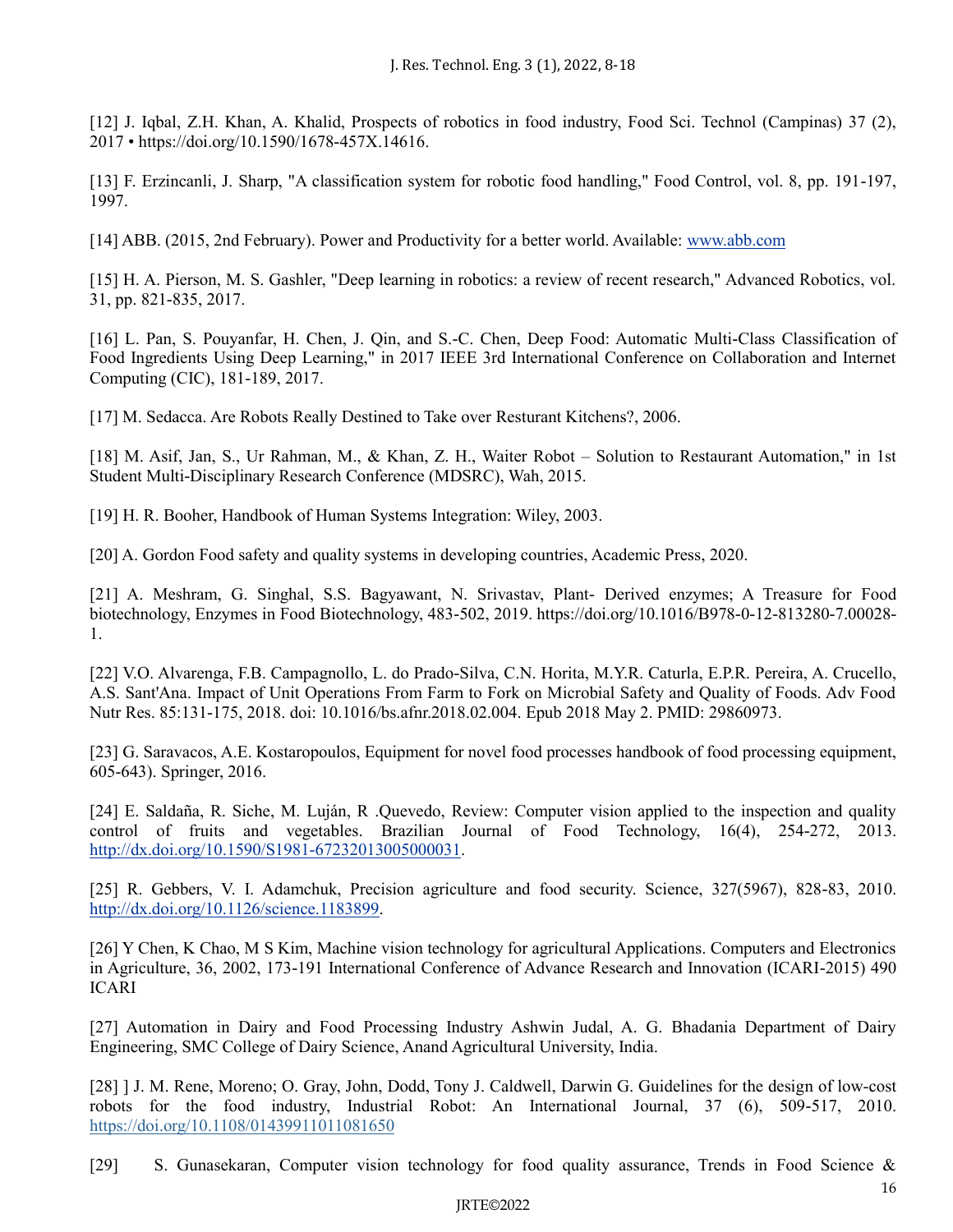[12] J. Iqbal, Z.H. Khan, A. Khalid, Prospects of robotics in food industry, Food Sci. Technol (Campinas) 37 (2), 2017 • https://doi.org/10.1590/1678-457X.14616.

[13] F. Erzincanli, J. Sharp, "A classification system for robotic food handling," Food Control, vol. 8, pp. 191-197, 1997.

[14] ABB. (2015, 2nd February). Power and Productivity for a better world. Available: www.abb.com

[15] H. A. Pierson, M. S. Gashler, "Deep learning in robotics: a review of recent research," Advanced Robotics, vol. 31, pp. 821-835, 2017.

[16] L. Pan, S. Pouyanfar, H. Chen, J. Qin, and S.-C. Chen, Deep Food: Automatic Multi-Class Classification of Food Ingredients Using Deep Learning," in 2017 IEEE 3rd International Conference on Collaboration and Internet Computing (CIC), 181-189, 2017.

[17] M. Sedacca. Are Robots Really Destined to Take over Resturant Kitchens?, 2006.

[18] M. Asif, Jan, S., Ur Rahman, M., & Khan, Z. H., Waiter Robot – Solution to Restaurant Automation," in 1st Student Multi-Disciplinary Research Conference (MDSRC), Wah, 2015.

[19] H. R. Booher, Handbook of Human Systems Integration: Wiley, 2003.

[20] A. Gordon Food safety and quality systems in developing countries, Academic Press, 2020.

[21] A. Meshram, G. Singhal, S.S. Bagyawant, N. Srivastav, Plant- Derived enzymes; A Treasure for Food biotechnology, Enzymes in Food Biotechnology, 483-502, 2019. https://doi.org/10.1016/B978-0-12-813280-7.00028-1.

[22] V.O. Alvarenga, F.B. Campagnollo, L. do Prado-Silva, C.N. Horita, M.Y.R. Caturla, E.P.R. Pereira, A. Crucello, A.S. Sant'Ana. Impact of Unit Operations From Farm to Fork on Microbial Safety and Quality of Foods. Adv Food Nutr Res. 85:131-175, 2018. doi: 10.1016/bs.afnr.2018.02.004. Epub 2018 May 2. PMID: 29860973.

[23] G. Saravacos, A.E. Kostaropoulos, Equipment for novel food processes handbook of food processing equipment, 605-643). Springer, 2016.

[24] E. Saldaña, R. Siche, M. Luján, R .Quevedo, Review: Computer vision applied to the inspection and quality control of fruits and vegetables. Brazilian Journal of Food Technology, 16(4), 254-272, 2013. http://dx.doi.org/10.1590/S1981-67232013005000031.

[25] R. Gebbers, V. I. Adamchuk, Precision agriculture and food security. Science, 327(5967), 828-83, 2010. http://dx.doi.org/10.1126/science.1183899.

[26] Y Chen, K Chao, M S Kim, Machine vision technology for agricultural Applications. Computers and Electronics in Agriculture, 36, 2002, 173-191 International Conference of Advance Research and Innovation (ICARI-2015) 490 ICARI

[27] Automation in Dairy and Food Processing Industry Ashwin Judal, A. G. Bhadania Department of Dairy Engineering, SMC College of Dairy Science, Anand Agricultural University, India.

[28] ] J. M. Rene, Moreno; O. Gray, John, Dodd, Tony J. Caldwell, Darwin G. Guidelines for the design of low-cost robots for the food industry, Industrial Robot: An International Journal, 37 (6), 509-517, 2010. https://doi.org/10.1108/01439911011081650

[29] S. Gunasekaran, Computer vision technology for food quality assurance, Trends in Food Science &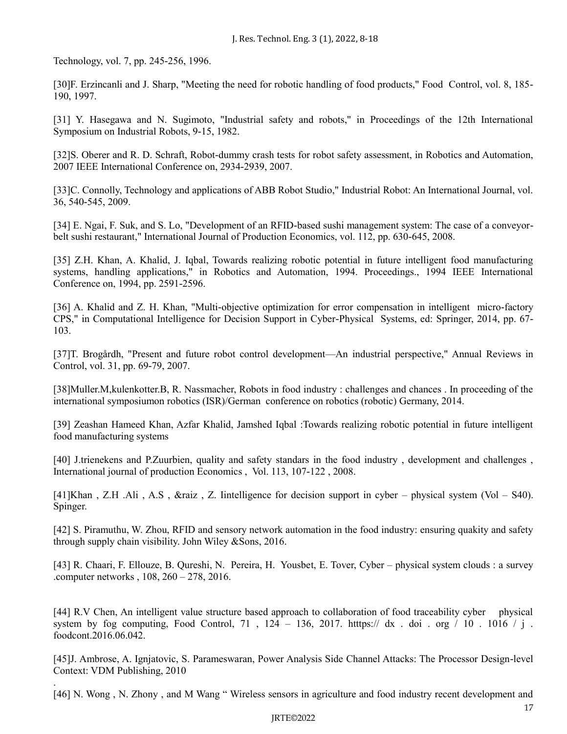Technology, vol. 7, pp. 245-256, 1996.

[30]F. Erzincanli and J. Sharp, "Meeting the need for robotic handling of food products," Food Control, vol. 8, 185-190, 1997.

[31] Y. Hasegawa and N. Sugimoto, "Industrial safety and robots," in Proceedings of the 12th International Symposium on Industrial Robots, 9-15, 1982.

[32]S. Oberer and R. D. Schraft, Robot-dummy crash tests for robot safety assessment, in Robotics and Automation, 2007 IEEE International Conference on, 2934-2939, 2007.

[33]C. Connolly, Technology and applications of ABB Robot Studio," Industrial Robot: An International Journal, vol. 36, 540-545, 2009.

[34] E. Ngai, F. Suk, and S. Lo, "Development of an RFID-based sushi management system: The case of a conveyor-belt sushi restaurant," International Journal of Production Economics, vol. 112, pp. 630-645, 2008.

[35] Z.H. Khan, A. Khalid, J. Iqbal, Towards realizing robotic potential in future intelligent food manufacturing systems, handling applications," in Robotics and Automation, 1994. Proceedings., 1994 IEEE International Conference on, 1994, pp. 2591-2596.

[36] A. Khalid and Z. H. Khan, "Multi-objective optimization for error compensation in intelligent micro-factory CPS," in Computational Intelligence for Decision Support in Cyber-Physical Systems, ed: Springer, 2014, pp. 67-103.

[37]T. Brogårdh, "Present and future robot control development—An industrial perspective," Annual Reviews in Control, vol. 31, pp. 69-79, 2007.

[38]Muller.M,kulenkotter.B, R. Nassmacher, Robots in food industry : challenges and chances . In proceeding of the international symposiumon robotics (ISR)/German conference on robotics (robotic) Germany, 2014.

[39] Zeashan Hameed Khan, Azfar Khalid, Jamshed Iqbal :Towards realizing robotic potential in future intelligent food manufacturing systems

[40] J.trienekens and P.Zuurbien, quality and safety standars in the food industry , development and challenges , International journal of production Economics , Vol. 113, 107-122 , 2008.

[41]Khan , Z.H .Ali , A.S , &raiz , Z. Iintelligence for decision support in cyber – physical system (Vol – S40). Spinger.

[42] S. Piramuthu, W. Zhou, RFID and sensory network automation in the food industry: ensuring quakity and safety through supply chain visibility. John Wiley &Sons, 2016.

[43] R. Chaari, F. Ellouze, B. Qureshi, N. Pereira, H. Yousbet, E. Tover, Cyber – physical system clouds : a survey .computer networks , 108, 260 – 278, 2016.

[44] R.V Chen, An intelligent value structure based approach to collaboration of food traceability cyber physical system by fog computing, Food Control, 71 , 124 – 136, 2017. htttps:// dx . doi . org / 10 . 1016 / j . foodcont.2016.06.042.

[45]J. Ambrose, A. Ignjatovic, S. Parameswaran, Power Analysis Side Channel Attacks: The Processor Design-level Context: VDM Publishing, 2010

.

[46] N. Wong , N. Zhony , and M Wang " Wireless sensors in agriculture and food industry recent development and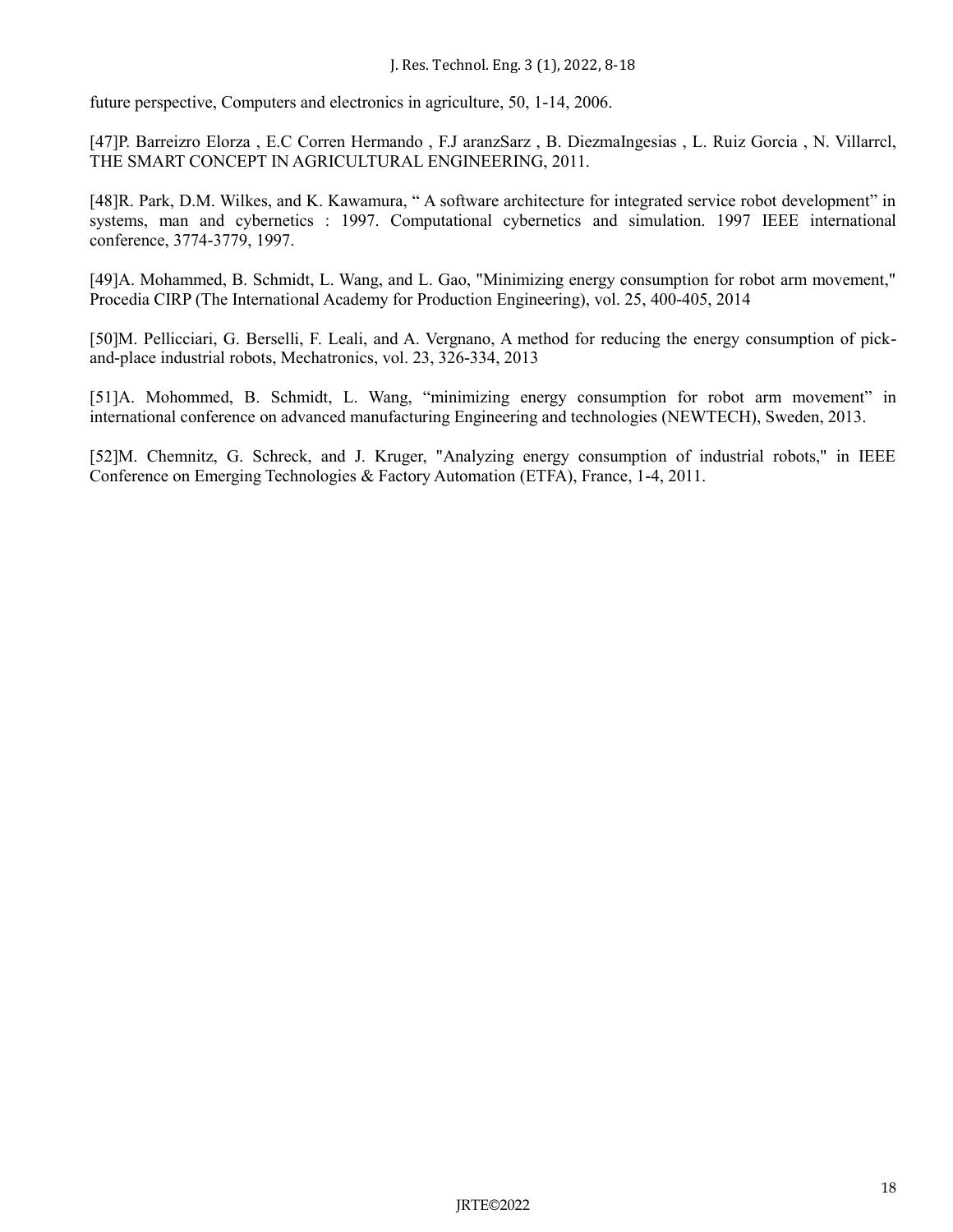future perspective, Computers and electronics in agriculture, 50, 1-14, 2006.

[47]P. Barreizro Elorza , E.C Corren Hermando , F.J aranzSarz , B. DiezmaIngesias , L. Ruiz Gorcia , N. Villarrcl, THE SMART CONCEPT IN AGRICULTURAL ENGINEERING, 2011.

[48]R. Park, D.M. Wilkes, and K. Kawamura, " A software architecture for integrated service robot development" in systems, man and cybernetics : 1997. Computational cybernetics and simulation. 1997 IEEE international conference, 3774-3779, 1997.

[49]A. Mohammed, B. Schmidt, L. Wang, and L. Gao, "Minimizing energy consumption for robot arm movement," Procedia CIRP (The International Academy for Production Engineering), vol. 25, 400-405, 2014

[50]M. Pellicciari, G. Berselli, F. Leali, and A. Vergnano, A method for reducing the energy consumption of pick-and-place industrial robots, Mechatronics, vol. 23, 326-334, 2013

[51]A. Mohommed, B. Schmidt, L. Wang, "minimizing energy consumption for robot arm movement" in international conference on advanced manufacturing Engineering and technologies (NEWTECH), Sweden, 2013.

[52]M. Chemnitz, G. Schreck, and J. Kruger, "Analyzing energy consumption of industrial robots," in IEEE Conference on Emerging Technologies & Factory Automation (ETFA), France, 1-4, 2011.